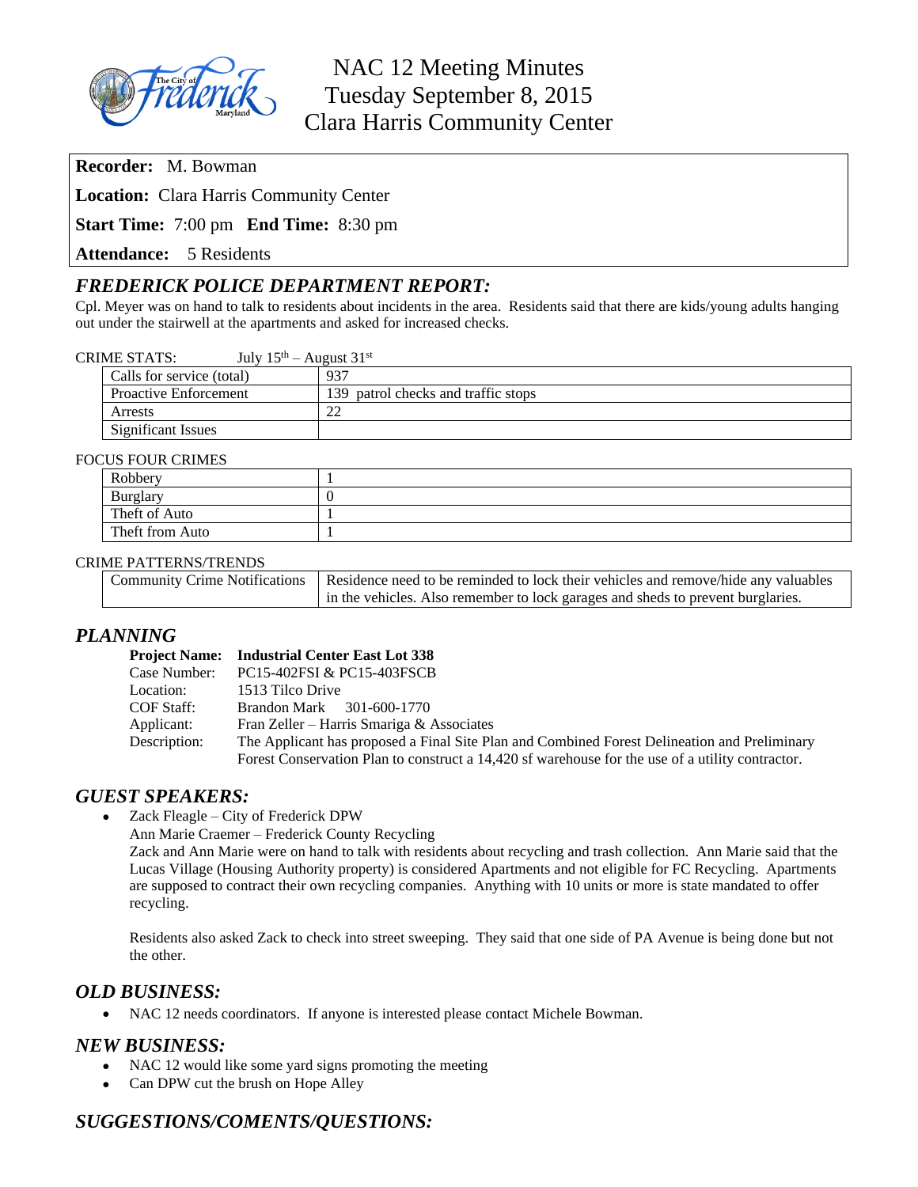# NAC 12 Meeting Minutes
# Tuesday September 8, 2015
# Clara Harris Community Center

**Recorder:** M. Bowman

**Location:** Clara Harris Community Center

**Start Time:** 7:00 pm **End Time:** 8:30 pm

**Attendance:** 5 Residents

## *FREDERICK POLICE DEPARTMENT REPORT:*

Cpl. Meyer was on hand to talk to residents about incidents in the area. Residents said that there are kids/young adults hanging out under the stairwell at the apartments and asked for increased checks.

CRIME STATS: July 15th – August 31st

| | |
|---|---|
| Calls for service (total) | 937 |
| Proactive Enforcement | 139 patrol checks and traffic stops |
| Arrests | 22 |
| Significant Issues | |

FOCUS FOUR CRIMES

| | |
|---|---|
| Robbery | 1 |
| Burglary | 0 |
| Theft of Auto | 1 |
| Theft from Auto | 1 |

CRIME PATTERNS/TRENDS

| | |
|---|---|
| Community Crime Notifications | Residence need to be reminded to lock their vehicles and remove/hide any valuables in the vehicles. Also remember to lock garages and sheds to prevent burglaries. |

## *PLANNING*

**Project Name:** **Industrial Center East Lot 338**
Case Number: PC15-402FSI & PC15-403FSCB
Location: 1513 Tilco Drive
COF Staff: Brandon Mark 301-600-1770
Applicant: Fran Zeller – Harris Smariga & Associates
Description: The Applicant has proposed a Final Site Plan and Combined Forest Delineation and Preliminary Forest Conservation Plan to construct a 14,420 sf warehouse for the use of a utility contractor.

## *GUEST SPEAKERS:*

- Zack Fleagle – City of Frederick DPW
  Ann Marie Craemer – Frederick County Recycling
  Zack and Ann Marie were on hand to talk with residents about recycling and trash collection. Ann Marie said that the Lucas Village (Housing Authority property) is considered Apartments and not eligible for FC Recycling. Apartments are supposed to contract their own recycling companies. Anything with 10 units or more is state mandated to offer recycling.

  Residents also asked Zack to check into street sweeping. They said that one side of PA Avenue is being done but not the other.

## *OLD BUSINESS:*

- NAC 12 needs coordinators. If anyone is interested please contact Michele Bowman.

## *NEW BUSINESS:*

- NAC 12 would like some yard signs promoting the meeting
- Can DPW cut the brush on Hope Alley

## *SUGGESTIONS/COMENTS/QUESTIONS:*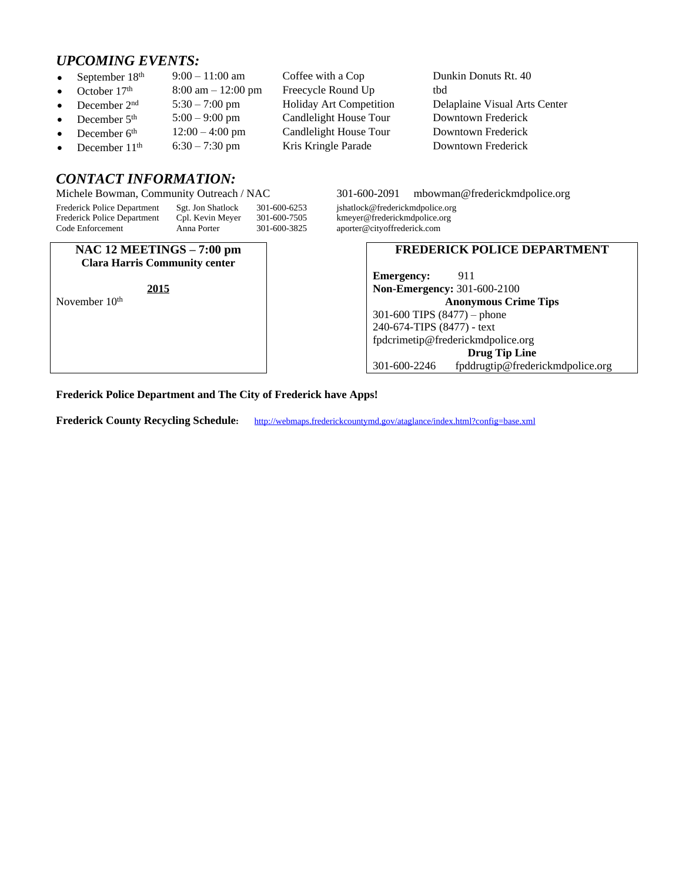## *UPCOMING EVENTS:*

| | | | |
|---|---|---|---|
| September 18th | 9:00 – 11:00 am | Coffee with a Cop | Dunkin Donuts Rt. 40 |
| October 17th | 8:00 am – 12:00 pm | Freecycle Round Up | tbd |
| December 2nd | 5:30 – 7:00 pm | Holiday Art Competition | Delaplaine Visual Arts Center |
| December 5th | 5:00 – 9:00 pm | Candlelight House Tour | Downtown Frederick |
| December 6th | 12:00 – 4:00 pm | Candlelight House Tour | Downtown Frederick |
| December 11th | 6:30 – 7:30 pm | Kris Kringle Parade | Downtown Frederick |

## *CONTACT INFORMATION:*

Michele Bowman, Community Outreach / NAC    301-600-2091    mbowman@frederickmdpolice.org

| | | | |
|---|---|---|---|
| Frederick Police Department | Sgt. Jon Shatlock | 301-600-6253 | jshatlock@frederickmdpolice.org |
| Frederick Police Department | Cpl. Kevin Meyer | 301-600-7505 | kmeyer@frederickmdpolice.org |
| Code Enforcement | Anna Porter | 301-600-3825 | aporter@cityoffrederick.com |

**NAC 12 MEETINGS – 7:00 pm**
**Clara Harris Community center**

**2015**

November 10th

**FREDERICK POLICE DEPARTMENT**

**Emergency:** 911
**Non-Emergency:** 301-600-2100

**Anonymous Crime Tips**

301-600 TIPS (8477) – phone
240-674-TIPS (8477) - text
fpdcrimetip@frederickmdpolice.org

**Drug Tip Line**

301-600-2246    fpddrugtip@frederickmdpolice.org

**Frederick Police Department and The City of Frederick have Apps!**

**Frederick County Recycling Schedule:** http://webmaps.frederickcountymd.gov/ataglance/index.html?config=base.xml